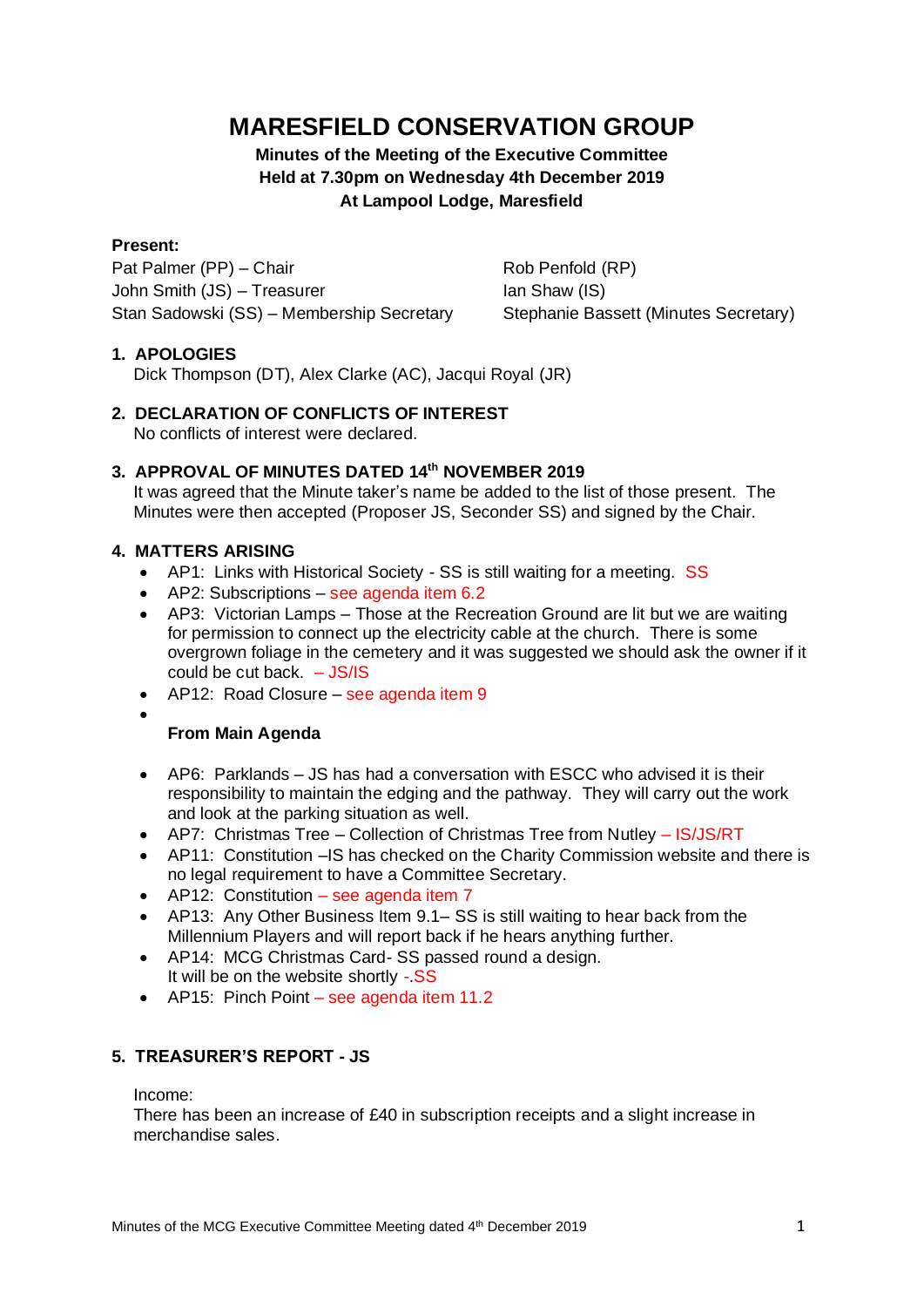# MARESFIELD CONSERVATION GROUP

**Minutes of the Meeting of the Executive Committee**
**Held at 7.30pm on Wednesday 4th December 2019**
**At Lampool Lodge, Maresfield**

**Present:**

Pat Palmer (PP) – Chair
John Smith (JS) – Treasurer
Stan Sadowski (SS) – Membership Secretary
Rob Penfold (RP)
Ian Shaw (IS)
Stephanie Bassett (Minutes Secretary)

## 1. APOLOGIES

Dick Thompson (DT), Alex Clarke (AC), Jacqui Royal (JR)

## 2. DECLARATION OF CONFLICTS OF INTEREST

No conflicts of interest were declared.

## 3. APPROVAL OF MINUTES DATED 14th NOVEMBER 2019

It was agreed that the Minute taker's name be added to the list of those present. The Minutes were then accepted (Proposer JS, Seconder SS) and signed by the Chair.

## 4. MATTERS ARISING

- AP1: Links with Historical Society - SS is still waiting for a meeting. SS
- AP2: Subscriptions – see agenda item 6.2
- AP3: Victorian Lamps – Those at the Recreation Ground are lit but we are waiting for permission to connect up the electricity cable at the church. There is some overgrown foliage in the cemetery and it was suggested we should ask the owner if it could be cut back. – JS/IS
- AP12: Road Closure – see agenda item 9
-

**From Main Agenda**

- AP6: Parklands – JS has had a conversation with ESCC who advised it is their responsibility to maintain the edging and the pathway. They will carry out the work and look at the parking situation as well.
- AP7: Christmas Tree – Collection of Christmas Tree from Nutley – IS/JS/RT
- AP11: Constitution –IS has checked on the Charity Commission website and there is no legal requirement to have a Committee Secretary.
- AP12: Constitution – see agenda item 7
- AP13: Any Other Business Item 9.1– SS is still waiting to hear back from the Millennium Players and will report back if he hears anything further.
- AP14: MCG Christmas Card- SS passed round a design.
  It will be on the website shortly -.SS
- AP15: Pinch Point – see agenda item 11.2

## 5. TREASURER'S REPORT - JS

Income:
There has been an increase of £40 in subscription receipts and a slight increase in merchandise sales.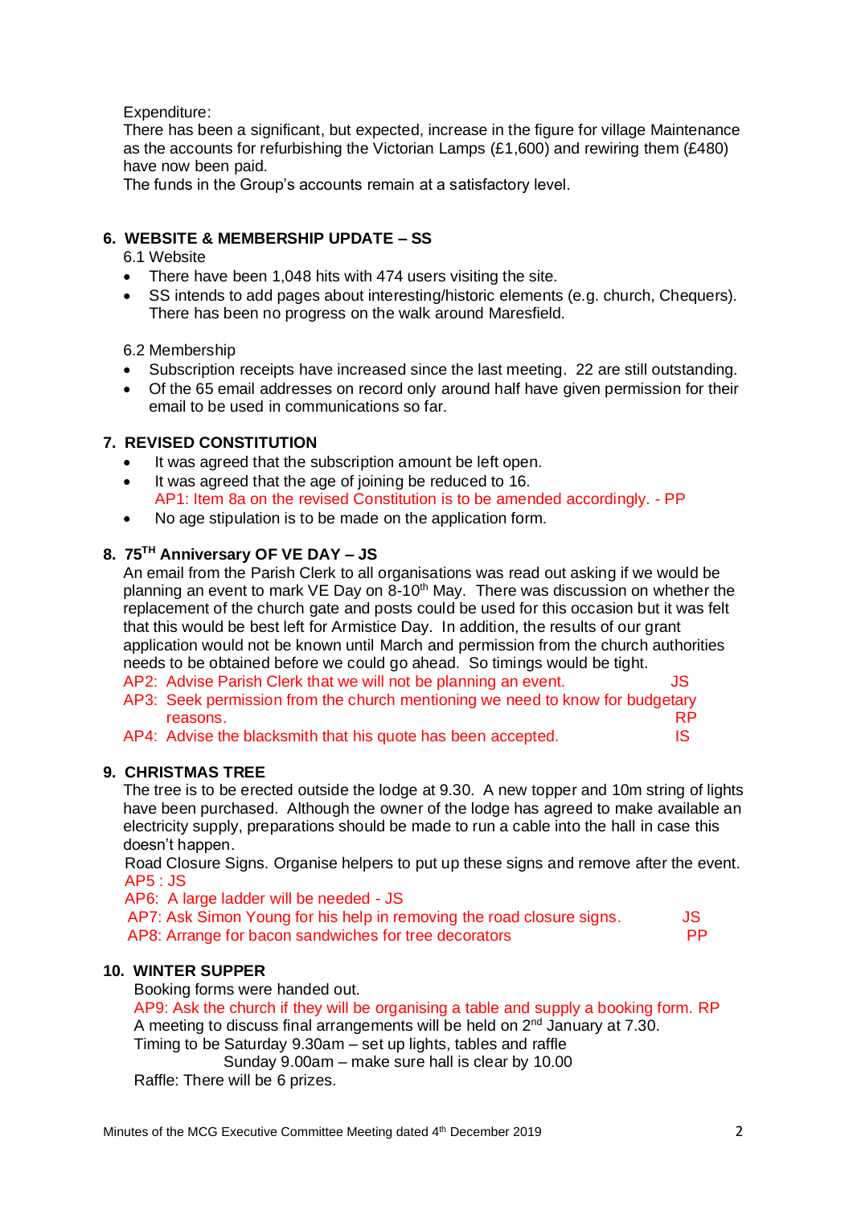Expenditure:
There has been a significant, but expected, increase in the figure for village Maintenance as the accounts for refurbishing the Victorian Lamps (£1,600) and rewiring them (£480) have now been paid.
The funds in the Group's accounts remain at a satisfactory level.

## 6. WEBSITE & MEMBERSHIP UPDATE – SS

6.1 Website

- There have been 1,048 hits with 474 users visiting the site.
- SS intends to add pages about interesting/historic elements (e.g. church, Chequers). There has been no progress on the walk around Maresfield.

6.2 Membership

- Subscription receipts have increased since the last meeting. 22 are still outstanding.
- Of the 65 email addresses on record only around half have given permission for their email to be used in communications so far.

## 7. REVISED CONSTITUTION

- It was agreed that the subscription amount be left open.
- It was agreed that the age of joining be reduced to 16.
  AP1: Item 8a on the revised Constitution is to be amended accordingly. - PP
- No age stipulation is to be made on the application form.

## 8. 75TH Anniversary OF VE DAY – JS

An email from the Parish Clerk to all organisations was read out asking if we would be planning an event to mark VE Day on 8-10th May. There was discussion on whether the replacement of the church gate and posts could be used for this occasion but it was felt that this would be best left for Armistice Day. In addition, the results of our grant application would not be known until March and permission from the church authorities needs to be obtained before we could go ahead. So timings would be tight.

AP2: Advise Parish Clerk that we will not be planning an event. JS
AP3: Seek permission from the church mentioning we need to know for budgetary reasons. RP
AP4: Advise the blacksmith that his quote has been accepted. IS

## 9. CHRISTMAS TREE

The tree is to be erected outside the lodge at 9.30. A new topper and 10m string of lights have been purchased. Although the owner of the lodge has agreed to make available an electricity supply, preparations should be made to run a cable into the hall in case this doesn't happen.
Road Closure Signs. Organise helpers to put up these signs and remove after the event.
AP5 : JS
AP6: A large ladder will be needed - JS
AP7: Ask Simon Young for his help in removing the road closure signs. JS
AP8: Arrange for bacon sandwiches for tree decorators PP

## 10. WINTER SUPPER

Booking forms were handed out.
AP9: Ask the church if they will be organising a table and supply a booking form. RP
A meeting to discuss final arrangements will be held on 2nd January at 7.30.
Timing to be Saturday 9.30am – set up lights, tables and raffle
Sunday 9.00am – make sure hall is clear by 10.00
Raffle: There will be 6 prizes.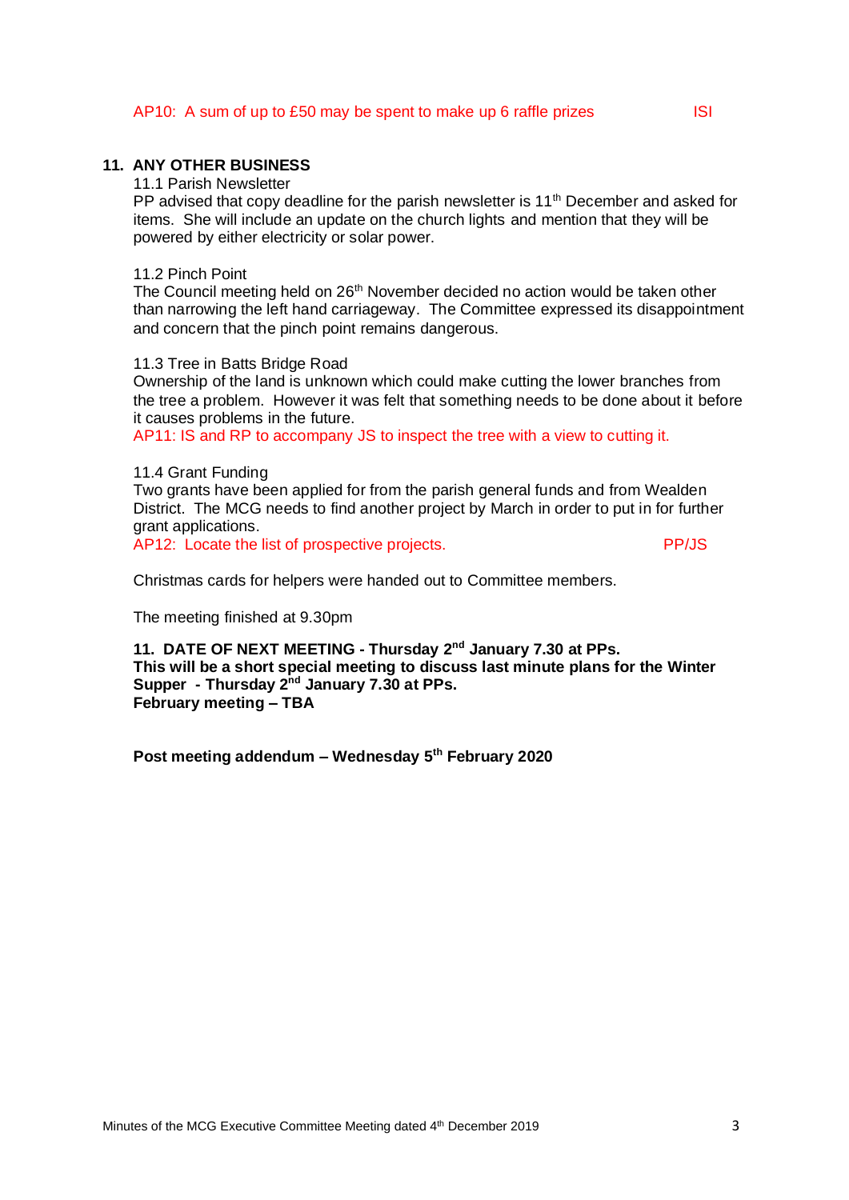AP10: A sum of up to £50 may be spent to make up 6 raffle prizes ISI

**11. ANY OTHER BUSINESS**

11.1 Parish Newsletter

PP advised that copy deadline for the parish newsletter is 11th December and asked for items. She will include an update on the church lights and mention that they will be powered by either electricity or solar power.

11.2 Pinch Point

The Council meeting held on 26th November decided no action would be taken other than narrowing the left hand carriageway. The Committee expressed its disappointment and concern that the pinch point remains dangerous.

11.3 Tree in Batts Bridge Road

Ownership of the land is unknown which could make cutting the lower branches from the tree a problem. However it was felt that something needs to be done about it before it causes problems in the future.

AP11: IS and RP to accompany JS to inspect the tree with a view to cutting it.

11.4 Grant Funding

Two grants have been applied for from the parish general funds and from Wealden District. The MCG needs to find another project by March in order to put in for further grant applications.

AP12: Locate the list of prospective projects. PP/JS

Christmas cards for helpers were handed out to Committee members.

The meeting finished at 9.30pm

**11. DATE OF NEXT MEETING - Thursday 2nd January 7.30 at PPs.**
**This will be a short special meeting to discuss last minute plans for the Winter Supper - Thursday 2nd January 7.30 at PPs.**
**February meeting – TBA**

**Post meeting addendum – Wednesday 5th February 2020**